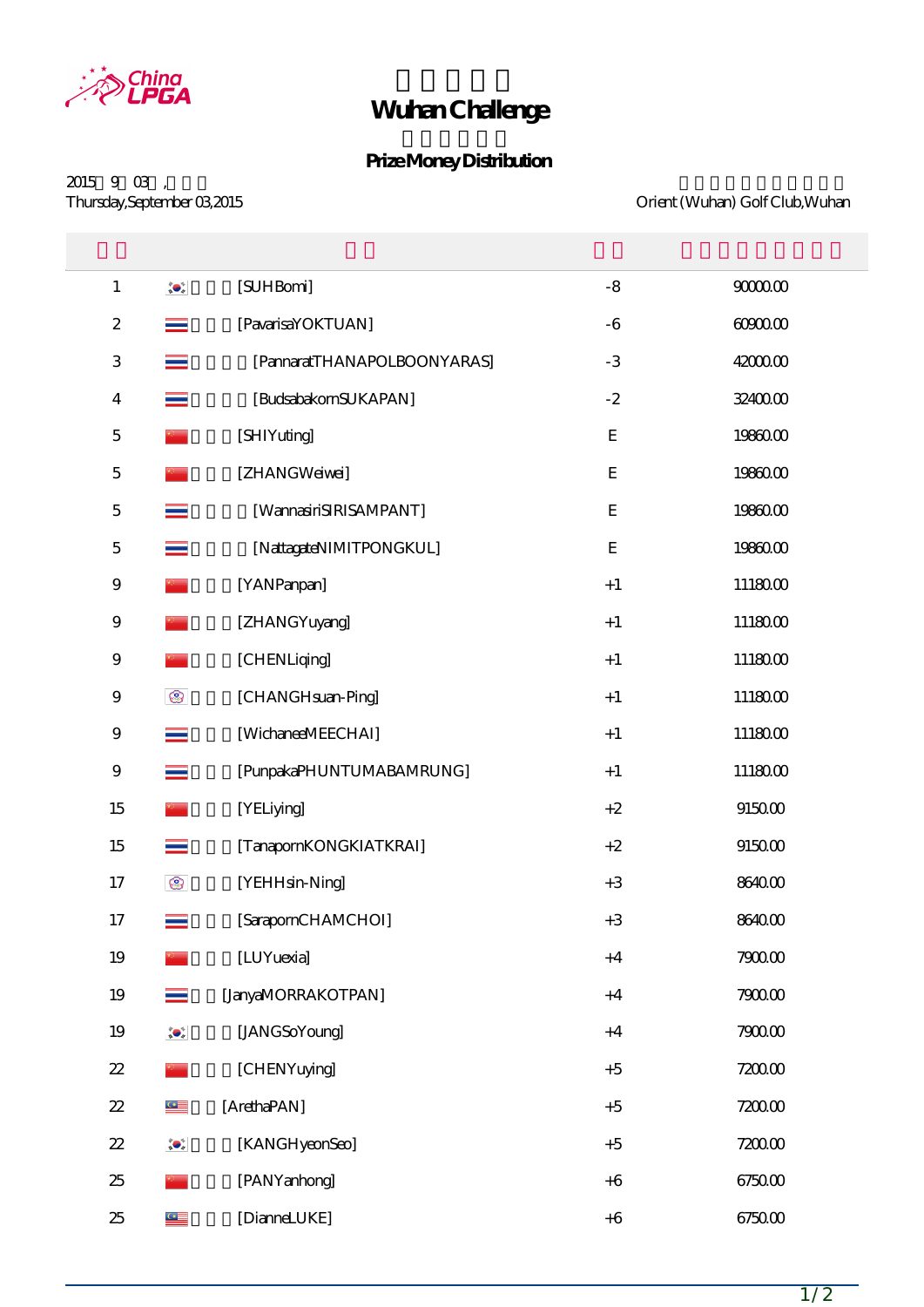# Wuhan Challenge

## Prize Money Distribution

2015 9 03 ,
Thursday,September 03,2015

Orient (Wuhan) Golf Club,Wuhan

| | | | |
|---|---|---|---|
| 1 | [SUHBomi] | -8 | 90000.00 |
| 2 | [PavarisaYOKTUAN] | -6 | 60900.00 |
| 3 | [PannaratTHANAPOLBOONYARAS] | -3 | 42000.00 |
| 4 | [BudsabakornSUKAPAN] | -2 | 32400.00 |
| 5 | [SHIYuting] | E | 19860.00 |
| 5 | [ZHANGWeiwei] | E | 19860.00 |
| 5 | [WannasiriSIRISAMPANT] | E | 19860.00 |
| 5 | [NattagateNIMITPONGKUL] | E | 19860.00 |
| 9 | [YANPanpan] | +1 | 11180.00 |
| 9 | [ZHANGYuyang] | +1 | 11180.00 |
| 9 | [CHENLiqing] | +1 | 11180.00 |
| 9 | [CHANGHsuan-Ping] | +1 | 11180.00 |
| 9 | [WichaneeMEECHAI] | +1 | 11180.00 |
| 9 | [PunpakaPHUNTUMABAMRUNG] | +1 | 11180.00 |
| 15 | [YELiying] | +2 | 9150.00 |
| 15 | [TanapornKONGKIATKRAI] | +2 | 9150.00 |
| 17 | [YEHHsin-Ning] | +3 | 8640.00 |
| 17 | [SarapornCHAMCHOI] | +3 | 8640.00 |
| 19 | [LUYuexia] | +4 | 7900.00 |
| 19 | [JanyaMORRAKOTPAN] | +4 | 7900.00 |
| 19 | [JANGSoYoung] | +4 | 7900.00 |
| 22 | [CHENYuying] | +5 | 7200.00 |
| 22 | [ArethaPAN] | +5 | 7200.00 |
| 22 | [KANGHyeonSeo] | +5 | 7200.00 |
| 25 | [PANYanhong] | +6 | 6750.00 |
| 25 | [DianneLUKE] | +6 | 6750.00 |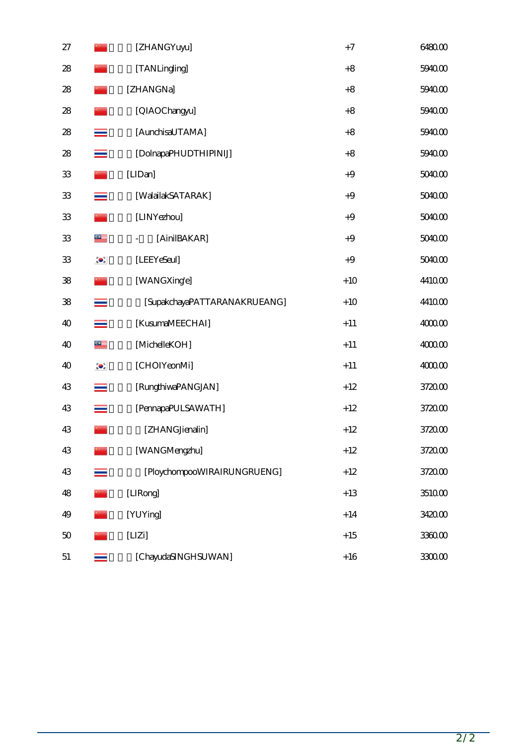| | | | |
|---|---|---|---|
| 27 | [ZHANGYuyu] | +7 | 6480.00 |
| 28 | [TANLingling] | +8 | 5940.00 |
| 28 | [ZHANGNa] | +8 | 5940.00 |
| 28 | [QIAOChangyu] | +8 | 5940.00 |
| 28 | [AunchisaUTAMA] | +8 | 5940.00 |
| 28 | [DolnapaPHUDTHIPINIJ] | +8 | 5940.00 |
| 33 | [LIDan] | +9 | 5040.00 |
| 33 | [WalailakSATARAK] | +9 | 5040.00 |
| 33 | [LINYezhou] | +9 | 5040.00 |
| 33 | - [AinilBAKAR] | +9 | 5040.00 |
| 33 | [LEEYeSeul] | +9 | 5040.00 |
| 38 | [WANGXing'e] | +10 | 4410.00 |
| 38 | [SupakchayaPATTARANAKRUEANG] | +10 | 4410.00 |
| 40 | [KusumaMEECHAI] | +11 | 4000.00 |
| 40 | [MichelleKOH] | +11 | 4000.00 |
| 40 | [CHOIYeonMi] | +11 | 4000.00 |
| 43 | [RungthiwaPANGJAN] | +12 | 3720.00 |
| 43 | [PennapaPULSAWATH] | +12 | 3720.00 |
| 43 | [ZHANGJienalin] | +12 | 3720.00 |
| 43 | [WANGMengzhu] | +12 | 3720.00 |
| 43 | [PloychompooWIRAIRUNGRUENG] | +12 | 3720.00 |
| 48 | [LIRong] | +13 | 3510.00 |
| 49 | [YUYing] | +14 | 3420.00 |
| 50 | [LIZi] | +15 | 3360.00 |
| 51 | [ChayudaSINGHSUWAN] | +16 | 3300.00 |